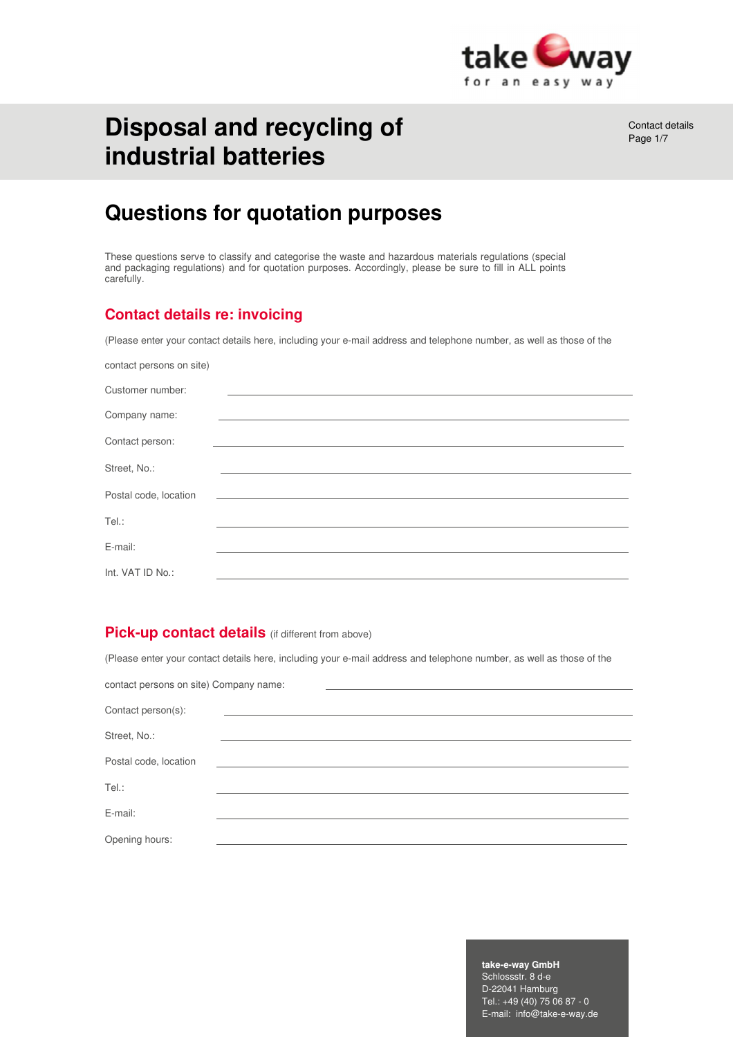# Disposal and recycling of industrial batteries

Contact details

## Questions for quotation purposes

These questions serve to classify and categorise the waste and hazardous materials regulations (special and packaging regulations) and for quotation purposes. Accordingly, please be sure to fill in ALL points carefully.

### Contact details re: invoicing

(Please enter your contact details here, including your e-mail address and telephone number, as well as those of the contact persons on site)

Customer number: \_\_\_\_\_\_\_\_\_\_\_\_\_\_\_\_\_\_\_\_\_\_\_\_\_\_\_\_\_\_\_\_\_\_\_\_\_\_\_\_

Company name: \_\_\_\_\_\_\_\_\_\_\_\_\_\_\_\_\_\_\_\_\_\_\_\_\_\_\_\_\_\_\_\_\_\_\_\_\_\_\_\_

Contact person: \_\_\_\_\_\_\_\_\_\_\_\_\_\_\_\_\_\_\_\_\_\_\_\_\_\_\_\_\_\_\_\_\_\_\_\_\_\_\_\_

Street, No.: \_\_\_\_\_\_\_\_\_\_\_\_\_\_\_\_\_\_\_\_\_\_\_\_\_\_\_\_\_\_\_\_\_\_\_\_\_\_\_\_

Postal code, location \_\_\_\_\_\_\_\_\_\_\_\_\_\_\_\_\_\_\_\_\_\_\_\_\_\_\_\_\_\_\_\_\_\_\_\_\_\_\_\_

Tel.: \_\_\_\_\_\_\_\_\_\_\_\_\_\_\_\_\_\_\_\_\_\_\_\_\_\_\_\_\_\_\_\_\_\_\_\_\_\_\_\_

E-mail: \_\_\_\_\_\_\_\_\_\_\_\_\_\_\_\_\_\_\_\_\_\_\_\_\_\_\_\_\_\_\_\_\_\_\_\_\_\_\_\_

Int. VAT ID No.: \_\_\_\_\_\_\_\_\_\_\_\_\_\_\_\_\_\_\_\_\_\_\_\_\_\_\_\_\_\_\_\_\_\_\_\_\_\_\_\_

### Pick-up contact details (if different from above)

(Please enter your contact details here, including your e-mail address and telephone number, as well as those of the contact persons on site) Company name: \_\_\_\_\_\_\_\_\_\_\_\_\_\_\_\_\_\_\_\_\_\_\_\_\_\_\_\_\_\_\_\_\_\_\_\_\_\_\_\_

Contact person(s): \_\_\_\_\_\_\_\_\_\_\_\_\_\_\_\_\_\_\_\_\_\_\_\_\_\_\_\_\_\_\_\_\_\_\_\_\_\_\_\_

Street, No.: \_\_\_\_\_\_\_\_\_\_\_\_\_\_\_\_\_\_\_\_\_\_\_\_\_\_\_\_\_\_\_\_\_\_\_\_\_\_\_\_

Postal code, location \_\_\_\_\_\_\_\_\_\_\_\_\_\_\_\_\_\_\_\_\_\_\_\_\_\_\_\_\_\_\_\_\_\_\_\_\_\_\_\_

Tel.: \_\_\_\_\_\_\_\_\_\_\_\_\_\_\_\_\_\_\_\_\_\_\_\_\_\_\_\_\_\_\_\_\_\_\_\_\_\_\_\_

E-mail: \_\_\_\_\_\_\_\_\_\_\_\_\_\_\_\_\_\_\_\_\_\_\_\_\_\_\_\_\_\_\_\_\_\_\_\_\_\_\_\_

Opening hours: \_\_\_\_\_\_\_\_\_\_\_\_\_\_\_\_\_\_\_\_\_\_\_\_\_\_\_\_\_\_\_\_\_\_\_\_\_\_\_\_

**take-e-way GmbH**
Schlossstr. 8 d-e
D-22041 Hamburg
Tel.: +49 (40) 75 06 87 - 0
E-mail: info@take-e-way.de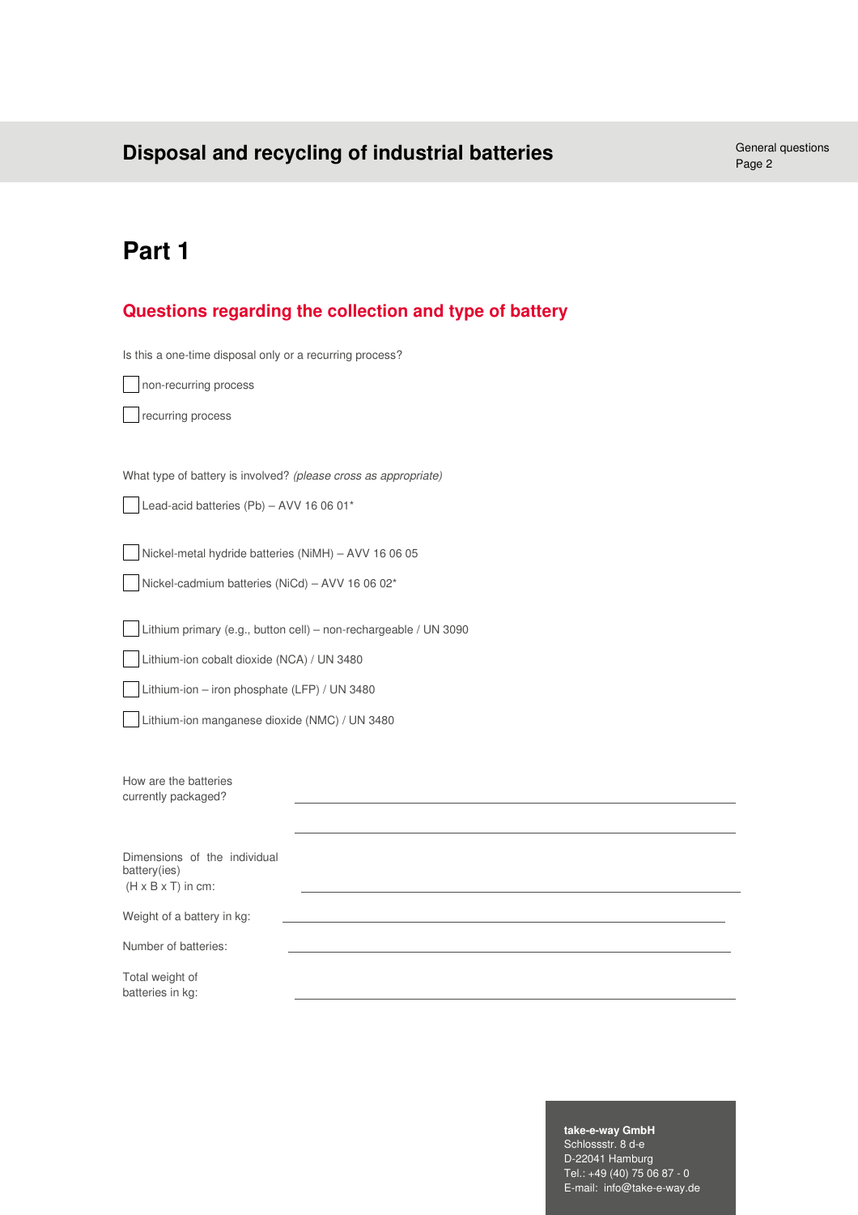## Part 1

### Questions regarding the collection and type of battery

Is this a one-time disposal only or a recurring process?

- [ ] non-recurring process
- [ ] recurring process

What type of battery is involved? *(please cross as appropriate)*

- [ ] Lead-acid batteries (Pb) – AVV 16 06 01*

- [ ] Nickel-metal hydride batteries (NiMH) – AVV 16 06 05
- [ ] Nickel-cadmium batteries (NiCd) – AVV 16 06 02*

- [ ] Lithium primary (e.g., button cell) – non-rechargeable / UN 3090
- [ ] Lithium-ion cobalt dioxide (NCA) / UN 3480
- [ ] Lithium-ion – iron phosphate (LFP) / UN 3480
- [ ] Lithium-ion manganese dioxide (NMC) / UN 3480

How are the batteries currently packaged? ______________________________

______________________________

Dimensions of the individual battery(ies) (H x B x T) in cm: ______________________________

Weight of a battery in kg: ______________________________

Number of batteries: ______________________________

Total weight of batteries in kg: ______________________________

**take-e-way GmbH**
Schlossstr. 8 d-e
D-22041 Hamburg
Tel.: +49 (40) 75 06 87 - 0
E-mail: info@take-e-way.de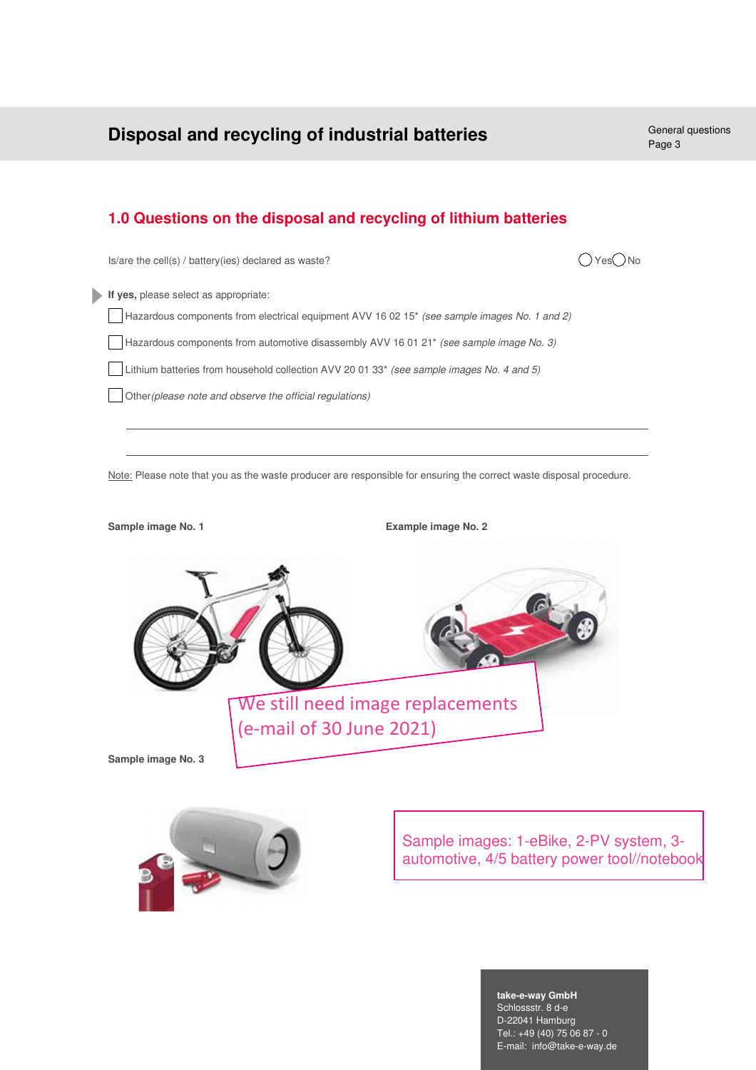## 1.0 Questions on the disposal and recycling of lithium batteries

Is/are the cell(s) / battery(ies) declared as waste? ◯ Yes ◯ No

**If yes,** please select as appropriate:

☐ Hazardous components from electrical equipment AVV 16 02 15* *(see sample images No. 1 and 2)*

☐ Hazardous components from automotive disassembly AVV 16 01 21* *(see sample image No. 3)*

☐ Lithium batteries from household collection AVV 20 01 33* *(see sample images No. 4 and 5)*

☐ Other *(please note and observe the official regulations)*

_______________________________________________

_______________________________________________

Note: Please note that you as the waste producer are responsible for ensuring the correct waste disposal procedure.

**Sample image No. 1**

**Example image No. 2**

We still need image replacements (e-mail of 30 June 2021)

**Sample image No. 3**

Sample images: 1-eBike, 2-PV system, 3-automotive, 4/5 battery power tool//notebook

**take-e-way GmbH**
Schlossstr. 8 d-e
D-22041 Hamburg
Tel.: +49 (40) 75 06 87 - 0
E-mail: info@take-e-way.de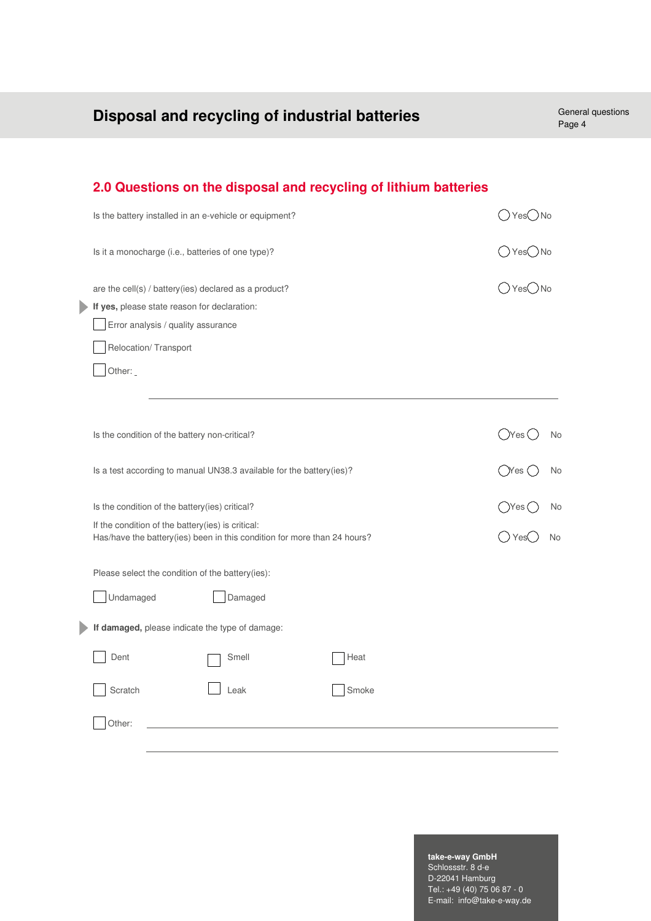## 2.0 Questions on the disposal and recycling of lithium batteries

Is the battery installed in an e-vehicle or equipment? ◯ Yes ◯ No

Is it a monocharge (i.e., batteries of one type)? ◯ Yes ◯ No

are the cell(s) / battery(ies) declared as a product? ◯ Yes ◯ No

**If yes,** please state reason for declaration:

☐ Error analysis / quality assurance

☐ Relocation/ Transport

☐ Other: _

______________________________________________________________________

Is the condition of the battery non-critical? ◯ Yes ◯ No

Is a test according to manual UN38.3 available for the battery(ies)? ◯ Yes ◯ No

Is the condition of the battery(ies) critical? ◯ Yes ◯ No

If the condition of the battery(ies) is critical:
Has/have the battery(ies) been in this condition for more than 24 hours? ◯ Yes ◯ No

Please select the condition of the battery(ies):

☐ Undamaged ☐ Damaged

**If damaged,** please indicate the type of damage:

| | | |
|---|---|---|
| ☐ Dent | ☐ Smell | ☐ Heat |
| ☐ Scratch | ☐ Leak | ☐ Smoke |

☐ Other: ______________________________________________________________________

______________________________________________________________________

**take-e-way GmbH**
Schlossstr. 8 d-e
D-22041 Hamburg
Tel.: +49 (40) 75 06 87 - 0
E-mail: info@take-e-way.de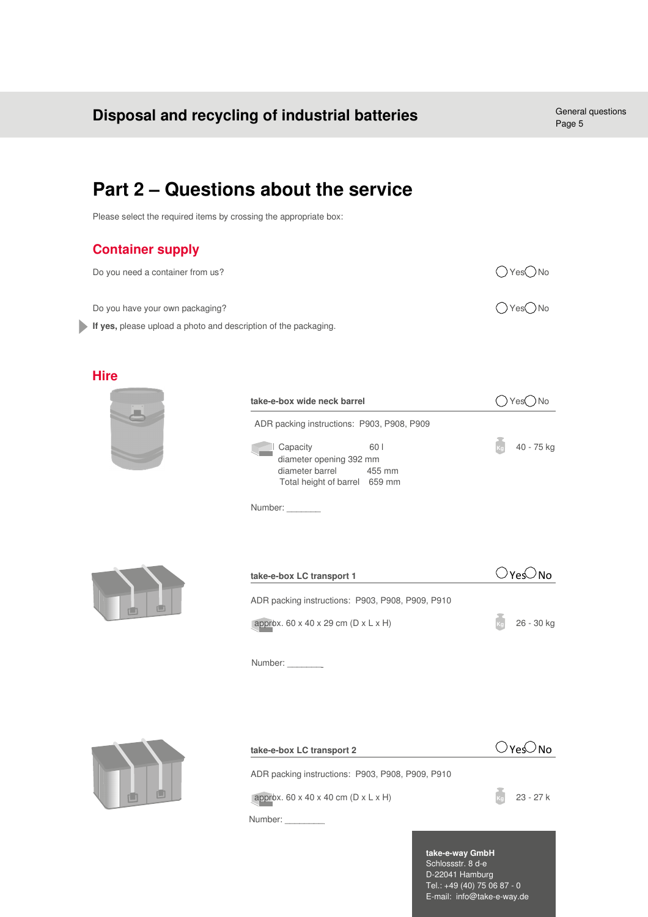# Part 2 – Questions about the service

Please select the required items by crossing the appropriate box:

## Container supply

Do you need a container from us? ◯ Yes ◯ No

Do you have your own packaging? ◯ Yes ◯ No

**If yes,** please upload a photo and description of the packaging.

## Hire

**take-e-box wide neck barrel** ◯ Yes ◯ No

ADR packing instructions: P903, P908, P909

Capacity 60 l
diameter opening 392 mm
diameter barrel 455 mm
Total height of barrel 659 mm

40 - 75 kg

Number: _______

**take-e-box LC transport 1** ◯ Yes ◯ No

ADR packing instructions: P903, P908, P909, P910

approx. 60 x 40 x 29 cm (D x L x H)

26 - 30 kg

Number: _______

**take-e-box LC transport 2** ◯ Yes ◯ No

ADR packing instructions: P903, P908, P909, P910

approx. 60 x 40 x 40 cm (D x L x H)

23 - 27 k

Number: ________

**take-e-way GmbH**
Schlossstr. 8 d-e
D-22041 Hamburg
Tel.: +49 (40) 75 06 87 - 0
E-mail: info@take-e-way.de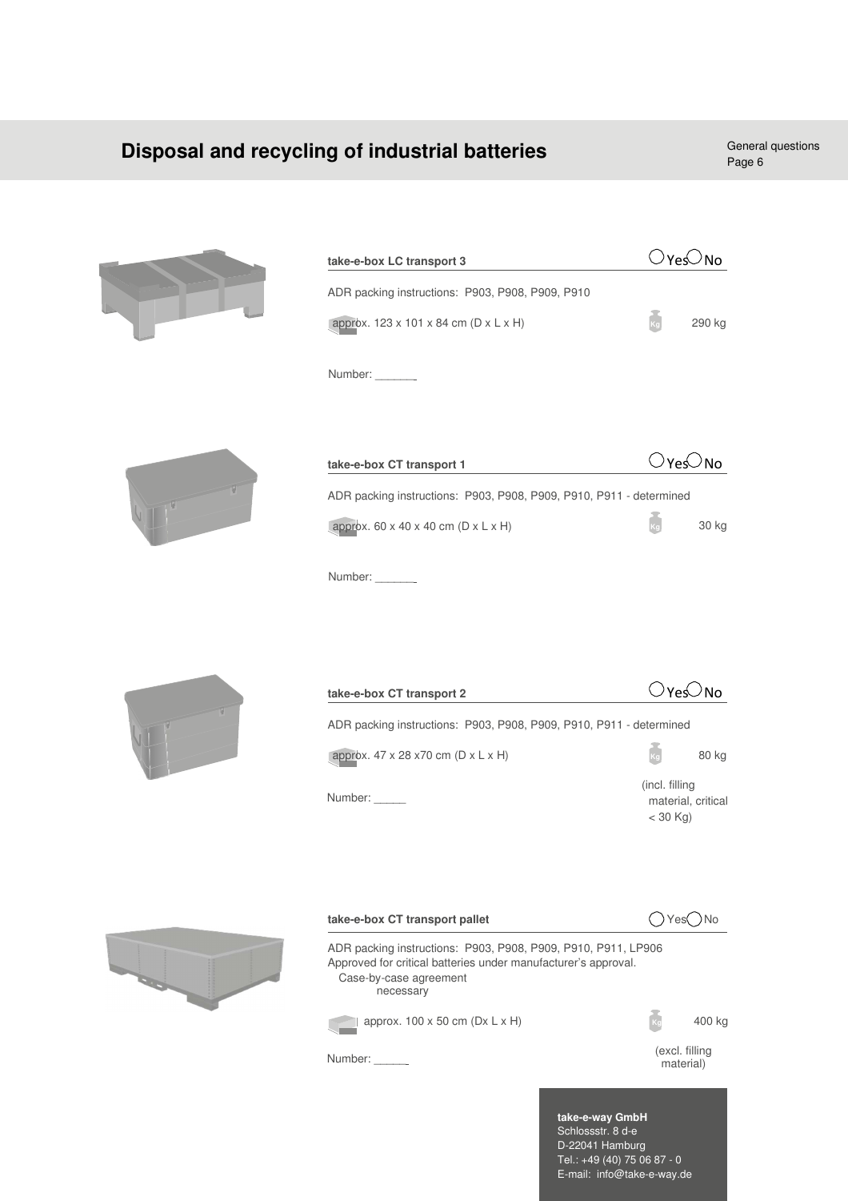## take-e-box LC transport 3

◯ Yes ◯ No

ADR packing instructions: P903, P908, P909, P910

approx. 123 x 101 x 84 cm (D x L x H) — 290 kg

Number: ______

## take-e-box CT transport 1

◯ Yes ◯ No

ADR packing instructions: P903, P908, P909, P910, P911 - determined

approx. 60 x 40 x 40 cm (D x L x H) — 30 kg

Number: ______

## take-e-box CT transport 2

◯ Yes ◯ No

ADR packing instructions: P903, P908, P909, P910, P911 - determined

approx. 47 x 28 x70 cm (D x L x H) — 80 kg (incl. filling material, critical < 30 Kg)

Number: _____

## take-e-box CT transport pallet

◯ Yes ◯ No

ADR packing instructions: P903, P908, P909, P910, P911, LP906
Approved for critical batteries under manufacturer's approval.
Case-by-case agreement necessary

approx. 100 x 50 cm (Dx L x H) — 400 kg (excl. filling material)

Number: _____

**take-e-way GmbH**
Schlossstr. 8 d-e
D-22041 Hamburg
Tel.: +49 (40) 75 06 87 - 0
E-mail: info@take-e-way.de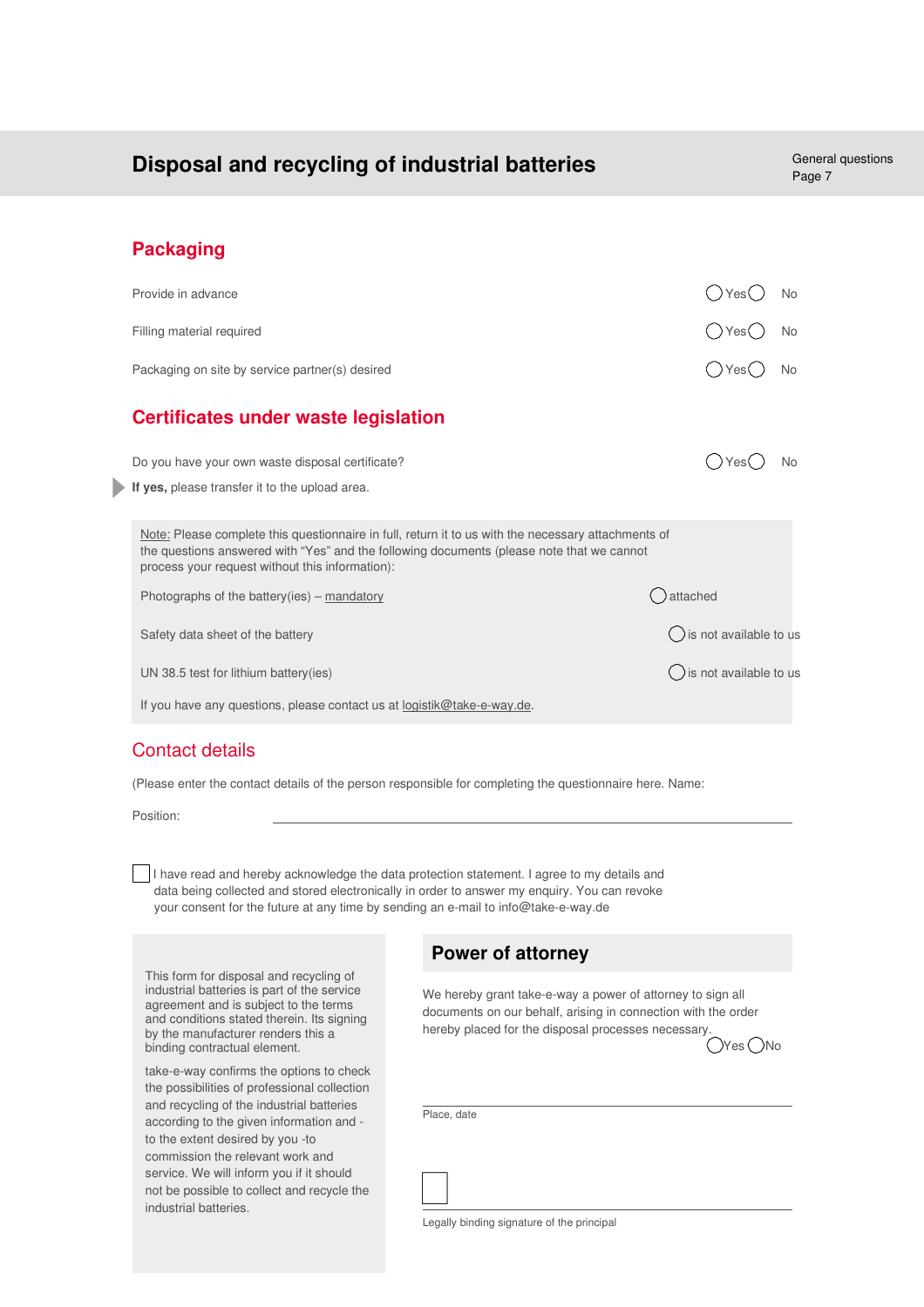# Disposal and recycling of industrial batteries

## Packaging

Provide in advance ◯ Yes ◯ No

Filling material required ◯ Yes ◯ No

Packaging on site by service partner(s) desired ◯ Yes ◯ No

## Certificates under waste legislation

Do you have your own waste disposal certificate? ◯ Yes ◯ No

**If yes,** please transfer it to the upload area.

Note: Please complete this questionnaire in full, return it to us with the necessary attachments of the questions answered with "Yes" and the following documents (please note that we cannot process your request without this information):

Photographs of the battery(ies) – mandatory ◯ attached

Safety data sheet of the battery ◯ is not available to us

UN 38.5 test for lithium battery(ies) ◯ is not available to us

If you have any questions, please contact us at logistik@take-e-way.de.

## Contact details

(Please enter the contact details of the person responsible for completing the questionnaire here. Name:

Position: ______________________________

☐ I have read and hereby acknowledge the data protection statement. I agree to my details and data being collected and stored electronically in order to answer my enquiry. You can revoke your consent for the future at any time by sending an e-mail to info@take-e-way.de

This form for disposal and recycling of industrial batteries is part of the service agreement and is subject to the terms and conditions stated therein. Its signing by the manufacturer renders this a binding contractual element.

take-e-way confirms the options to check the possibilities of professional collection and recycling of the industrial batteries according to the given information and - to the extent desired by you -to commission the relevant work and service. We will inform you if it should not be possible to collect and recycle the industrial batteries.

## Power of attorney

We hereby grant take-e-way a power of attorney to sign all documents on our behalf, arising in connection with the order hereby placed for the disposal processes necessary. ◯ Yes ◯ No

______________________________
Place, date

☐

______________________________
Legally binding signature of the principal